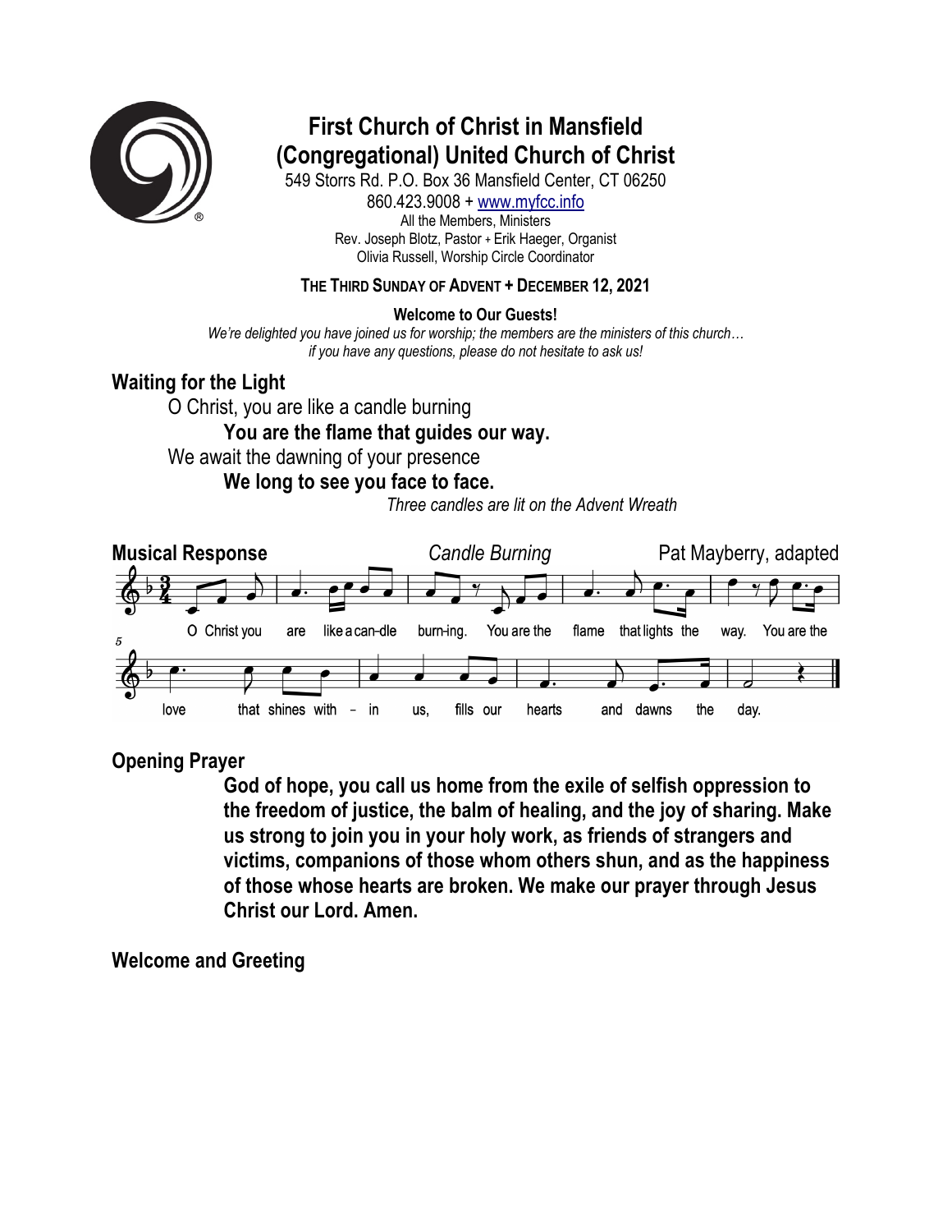# First Church of Christ in Mansfield (Congregational) United Church of Christ

549 Storrs Rd. P.O. Box 36 Mansfield Center, CT 06250
860.423.9008 + www.myfcc.info
All the Members, Ministers
Rev. Joseph Blotz, Pastor + Erik Haeger, Organist
Olivia Russell, Worship Circle Coordinator

**THE THIRD SUNDAY OF ADVENT + DECEMBER 12, 2021**

**Welcome to Our Guests!**

*We're delighted you have joined us for worship; the members are the ministers of this church… if you have any questions, please do not hesitate to ask us!*

## Waiting for the Light

O Christ, you are like a candle burning
**You are the flame that guides our way.**
We await the dawning of your presence
**We long to see you face to face.**

*Three candles are lit on the Advent Wreath*

## Musical Response *Candle Burning* Pat Mayberry, adapted

O Christ you are like a can-dle burn-ing. You are the flame that lights the way. You are the love that shines with – in us, fills our hearts and dawns the day.

## Opening Prayer

**God of hope, you call us home from the exile of selfish oppression to the freedom of justice, the balm of healing, and the joy of sharing. Make us strong to join you in your holy work, as friends of strangers and victims, companions of those whom others shun, and as the happiness of those whose hearts are broken. We make our prayer through Jesus Christ our Lord. Amen.**

## Welcome and Greeting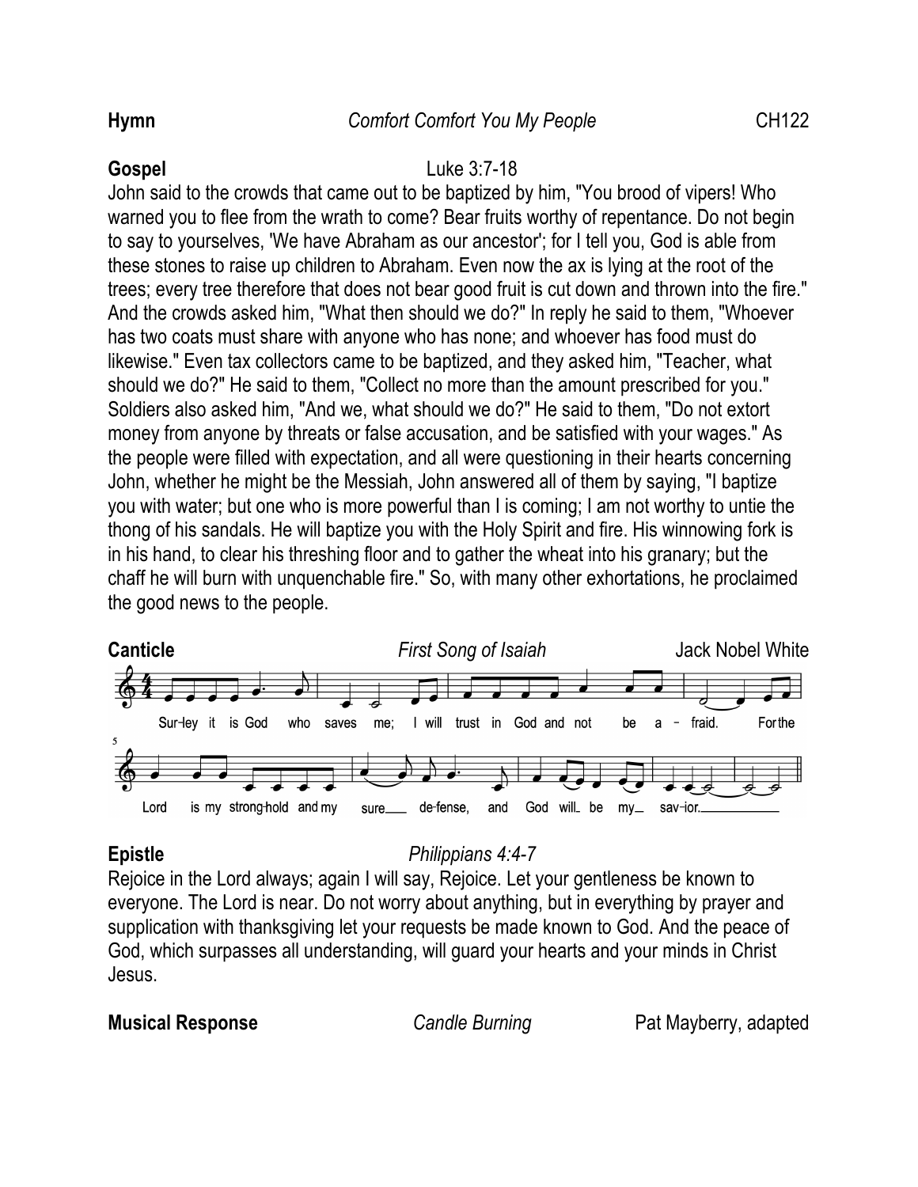**Hymn** *Comfort Comfort You My People* CH122

**Gospel** Luke 3:7-18

John said to the crowds that came out to be baptized by him, "You brood of vipers! Who warned you to flee from the wrath to come? Bear fruits worthy of repentance. Do not begin to say to yourselves, 'We have Abraham as our ancestor'; for I tell you, God is able from these stones to raise up children to Abraham. Even now the ax is lying at the root of the trees; every tree therefore that does not bear good fruit is cut down and thrown into the fire." And the crowds asked him, "What then should we do?" In reply he said to them, "Whoever has two coats must share with anyone who has none; and whoever has food must do likewise." Even tax collectors came to be baptized, and they asked him, "Teacher, what should we do?" He said to them, "Collect no more than the amount prescribed for you." Soldiers also asked him, "And we, what should we do?" He said to them, "Do not extort money from anyone by threats or false accusation, and be satisfied with your wages." As the people were filled with expectation, and all were questioning in their hearts concerning John, whether he might be the Messiah, John answered all of them by saying, "I baptize you with water; but one who is more powerful than I is coming; I am not worthy to untie the thong of his sandals. He will baptize you with the Holy Spirit and fire. His winnowing fork is in his hand, to clear his threshing floor and to gather the wheat into his granary; but the chaff he will burn with unquenchable fire." So, with many other exhortations, he proclaimed the good news to the people.

**Canticle** *First Song of Isaiah* Jack Nobel White

Sur-ley it is God who saves me; I will trust in God and not be a - fraid. For the Lord is my strong-hold and my sure de-fense, and God will be my sav-ior.

**Epistle** *Philippians 4:4-7*

Rejoice in the Lord always; again I will say, Rejoice. Let your gentleness be known to everyone. The Lord is near. Do not worry about anything, but in everything by prayer and supplication with thanksgiving let your requests be made known to God. And the peace of God, which surpasses all understanding, will guard your hearts and your minds in Christ Jesus.

**Musical Response** *Candle Burning* Pat Mayberry, adapted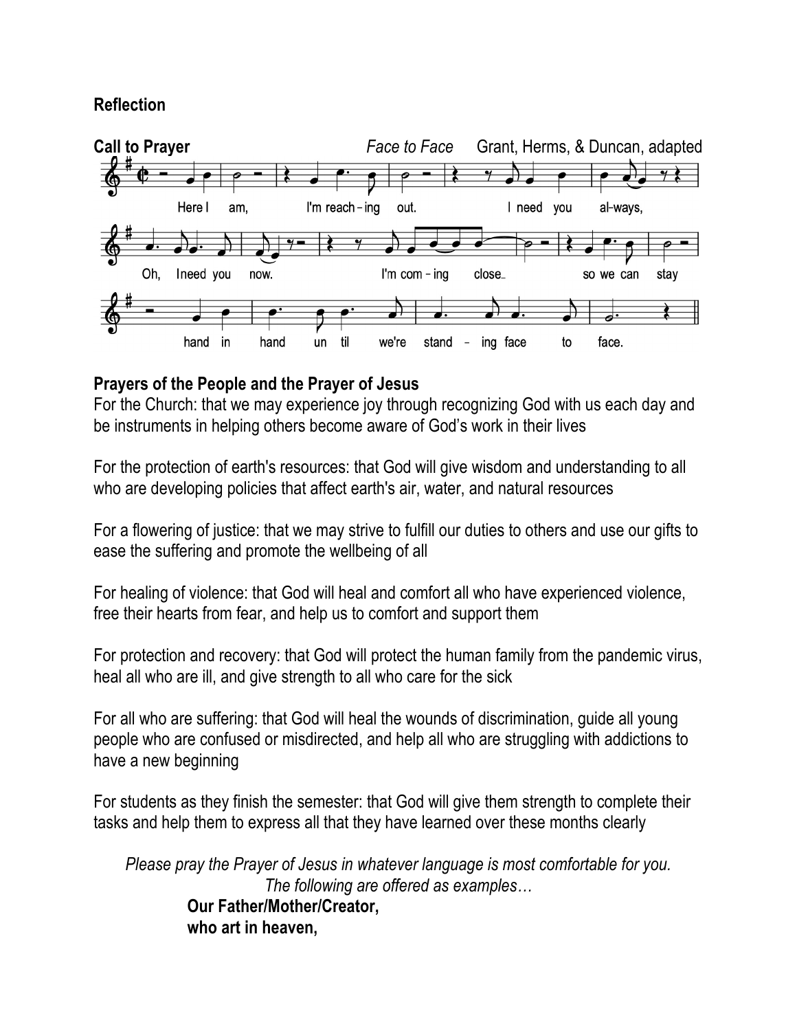**Reflection**

**Call to Prayer** *Face to Face* Grant, Herms, & Duncan, adapted

Here I am, I'm reach-ing out. I need you al-ways,

Oh, I need you now. I'm com-ing close so we can stay

hand in hand un til we're stand-ing face to face.

**Prayers of the People and the Prayer of Jesus**

For the Church: that we may experience joy through recognizing God with us each day and be instruments in helping others become aware of God's work in their lives

For the protection of earth's resources: that God will give wisdom and understanding to all who are developing policies that affect earth's air, water, and natural resources

For a flowering of justice: that we may strive to fulfill our duties to others and use our gifts to ease the suffering and promote the wellbeing of all

For healing of violence: that God will heal and comfort all who have experienced violence, free their hearts from fear, and help us to comfort and support them

For protection and recovery: that God will protect the human family from the pandemic virus, heal all who are ill, and give strength to all who care for the sick

For all who are suffering: that God will heal the wounds of discrimination, guide all young people who are confused or misdirected, and help all who are struggling with addictions to have a new beginning

For students as they finish the semester: that God will give them strength to complete their tasks and help them to express all that they have learned over these months clearly

*Please pray the Prayer of Jesus in whatever language is most comfortable for you. The following are offered as examples…*

**Our Father/Mother/Creator,**
**who art in heaven,**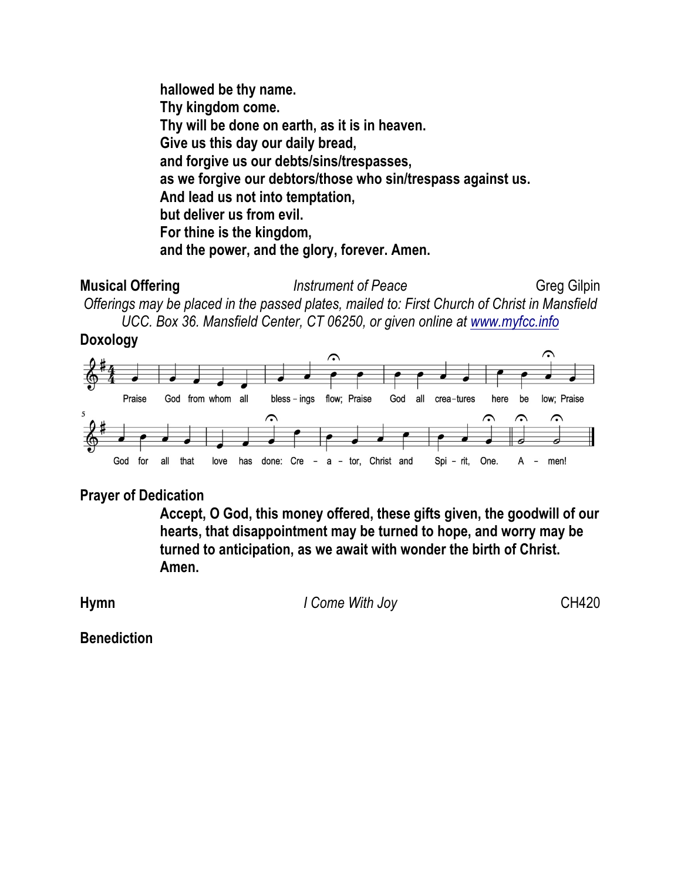**hallowed be thy name.**
**Thy kingdom come.**
**Thy will be done on earth, as it is in heaven.**
**Give us this day our daily bread,**
**and forgive us our debts/sins/trespasses,**
**as we forgive our debtors/those who sin/trespass against us.**
**And lead us not into temptation,**
**but deliver us from evil.**
**For thine is the kingdom,**
**and the power, and the glory, forever. Amen.**

**Musical Offering** *Instrument of Peace* Greg Gilpin

*Offerings may be placed in the passed plates, mailed to: First Church of Christ in Mansfield UCC. Box 36. Mansfield Center, CT 06250, or given online at [www.myfcc.info](http://www.myfcc.info)*

**Doxology**

Praise God from whom all blessings flow; Praise God all creatures here below; Praise God for all that love has done: Creator, Christ and Spirit, One. Amen!

**Prayer of Dedication**

**Accept, O God, this money offered, these gifts given, the goodwill of our hearts, that disappointment may be turned to hope, and worry may be turned to anticipation, as we await with wonder the birth of Christ. Amen.**

**Hymn** *I Come With Joy* CH420

**Benediction**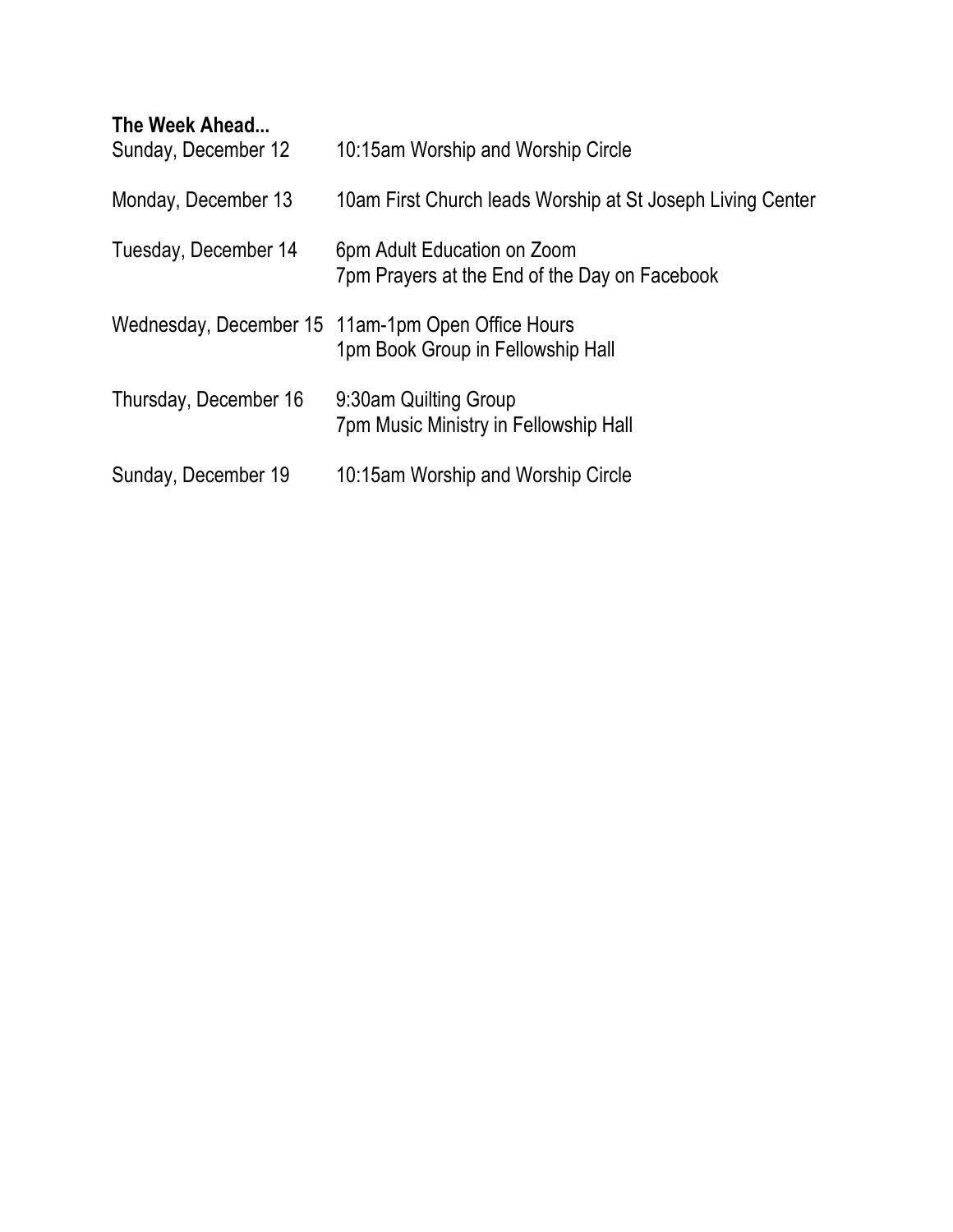**The Week Ahead...**

| | |
|---|---|
| Sunday, December 12 | 10:15am Worship and Worship Circle |
| Monday, December 13 | 10am First Church leads Worship at St Joseph Living Center |
| Tuesday, December 14 | 6pm Adult Education on Zoom<br>7pm Prayers at the End of the Day on Facebook |
| Wednesday, December 15 | 11am-1pm Open Office Hours<br>1pm Book Group in Fellowship Hall |
| Thursday, December 16 | 9:30am Quilting Group<br>7pm Music Ministry in Fellowship Hall |
| Sunday, December 19 | 10:15am Worship and Worship Circle |